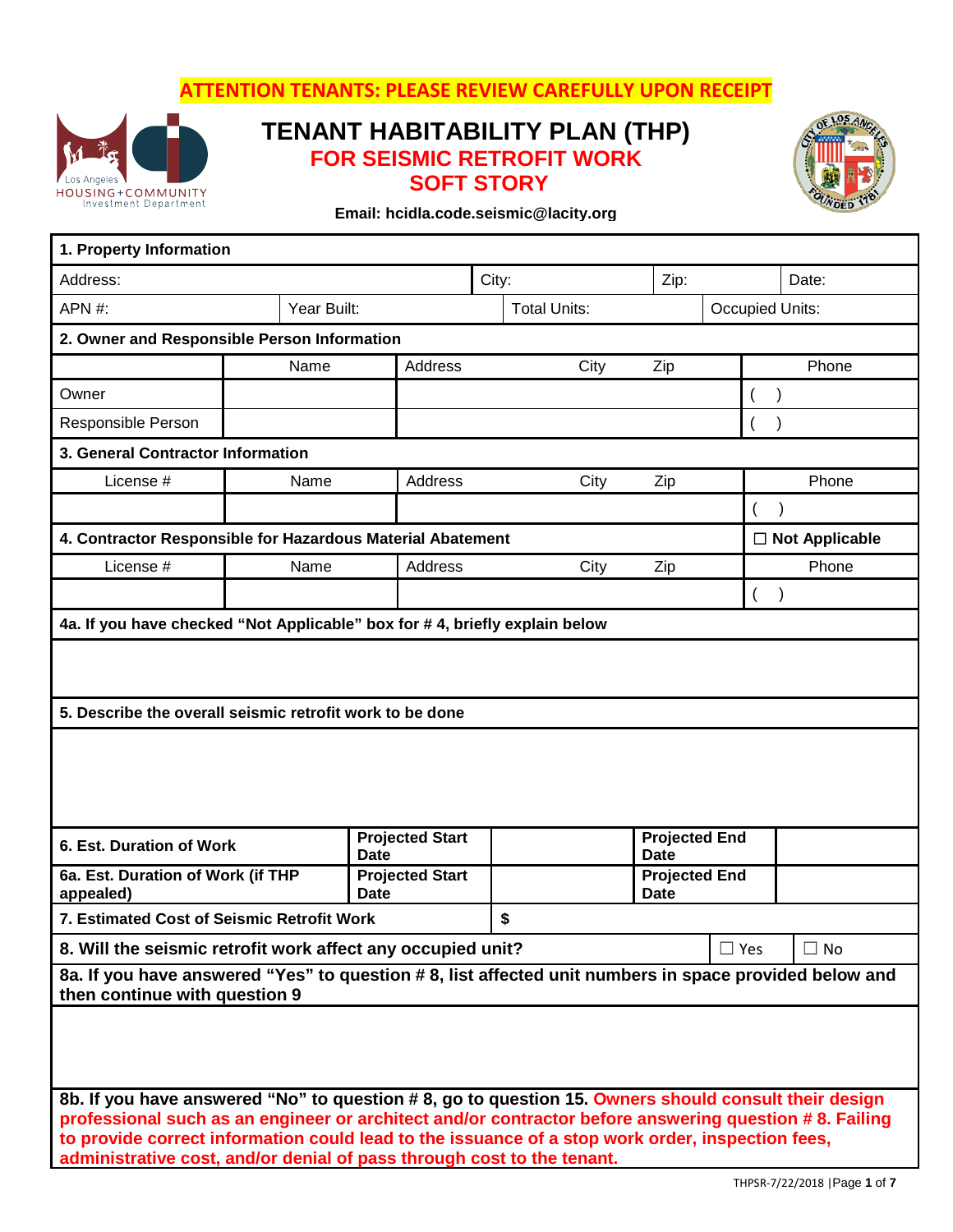**ATTENTION TENANTS: PLEASE REVIEW CAREFULLY UPON RECEIPT**

Los Angeles HOUSING+COMMUNITY Investment Department

# TENANT HABITABILITY PLAN (THP)

## FOR SEISMIC RETROFIT WORK SOFT STORY

**Email: hcidla.code.seismic@lacity.org**

| **1. Property Information** | | | |
|---|---|---|---|
| Address: | City: | Zip: | Date: |
| APN #: | Year Built: | Total Units: | Occupied Units: |

| **2. Owner and Responsible Person Information** | | | |
|---|---|---|---|
| | Name | Address City Zip | Phone |
| Owner | | | ( ) |
| Responsible Person | | | ( ) |

| **3. General Contractor Information** | | | |
|---|---|---|---|
| License # | Name | Address City Zip | Phone |
| | | | ( ) |

| **4. Contractor Responsible for Hazardous Material Abatement** | | | ☐ **Not Applicable** |
|---|---|---|---|
| License # | Name | Address City Zip | Phone |
| | | | ( ) |

**4a. If you have checked "Not Applicable" box for # 4, briefly explain below**

**5. Describe the overall seismic retrofit work to be done**

| | | | | |
|---|---|---|---|---|
| **6. Est. Duration of Work** | **Projected Start Date** | | **Projected End Date** | |
| **6a. Est. Duration of Work (if THP appealed)** | **Projected Start Date** | | **Projected End Date** | |
| **7. Estimated Cost of Seismic Retrofit Work** | **$** | | | |

| **8. Will the seismic retrofit work affect any occupied unit?** | ☐ Yes | ☐ No |
|---|---|---|

**8a. If you have answered "Yes" to question # 8, list affected unit numbers in space provided below and then continue with question 9**

**8b. If you have answered "No" to question # 8, go to question 15. Owners should consult their design professional such as an engineer or architect and/or contractor before answering question # 8. Failing to provide correct information could lead to the issuance of a stop work order, inspection fees, administrative cost, and/or denial of pass through cost to the tenant.**

THPSR-7/22/2018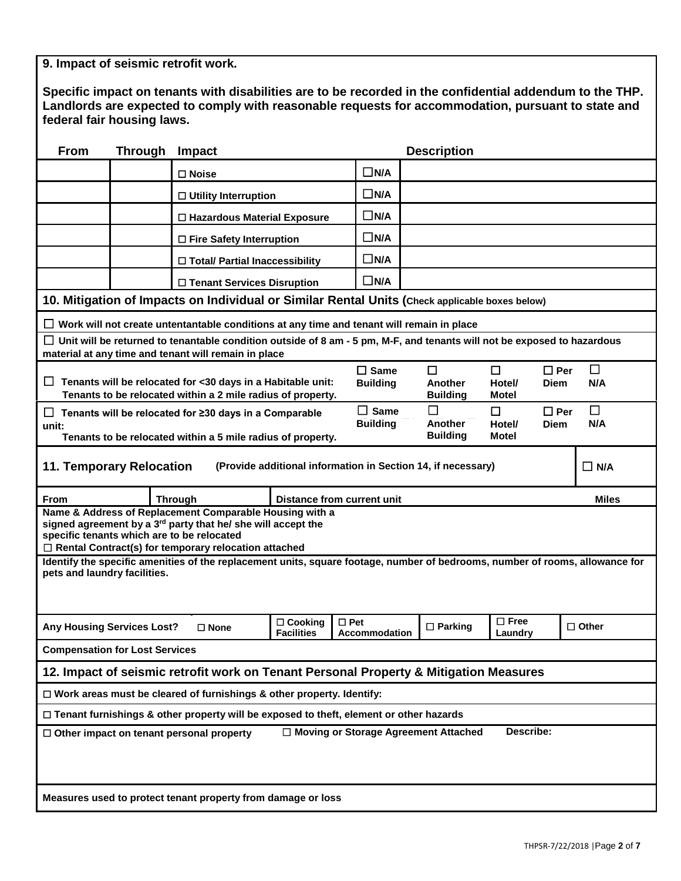**9. Impact of seismic retrofit work.**

**Specific impact on tenants with disabilities are to be recorded in the confidential addendum to the THP. Landlords are expected to comply with reasonable requests for accommodation, pursuant to state and federal fair housing laws.**

| From | Through | Impact | | Description |
|---|---|---|---|---|
| | | ☐ Noise | ☐N/A | |
| | | ☐ Utility Interruption | ☐N/A | |
| | | ☐ Hazardous Material Exposure | ☐N/A | |
| | | ☐ Fire Safety Interruption | ☐N/A | |
| | | ☐ Total/ Partial Inaccessibility | ☐N/A | |
| | | ☐ Tenant Services Disruption | ☐N/A | |

**10. Mitigation of Impacts on Individual or Similar Rental Units (Check applicable boxes below)**

☐ **Work will not create untentantable conditions at any time and tenant will remain in place**

☐ **Unit will be returned to tenantable condition outside of 8 am - 5 pm, M-F, and tenants will not be exposed to hazardous material at any time and tenant will remain in place**

| | | | | | |
|---|---|---|---|---|---|
| ☐ **Tenants will be relocated for <30 days in a Habitable unit: Tenants to be relocated within a 2 mile radius of property.** | ☐ **Same Building** | ☐ **Another Building** | ☐ **Hotel/ Motel** | ☐ **Per Diem** | ☐ **N/A** |
| ☐ **Tenants will be relocated for ≥30 days in a Comparable unit: Tenants to be relocated within a 5 mile radius of property.** | ☐ **Same Building** | ☐ **Another Building** | ☐ **Hotel/ Motel** | ☐ **Per Diem** | ☐ **N/A** |

**11. Temporary Relocation** **(Provide additional information in Section 14, if necessary)** ☐ **N/A**

| From | Through | Distance from current unit | Miles |
|---|---|---|---|

**Name & Address of Replacement Comparable Housing with a signed agreement by a 3rd party that he/ she will accept the specific tenants which are to be relocated**
☐ **Rental Contract(s) for temporary relocation attached**

**Identify the specific amenities of the replacement units, square footage, number of bedrooms, number of rooms, allowance for pets and laundry facilities.**

| Any Housing Services Lost? | ☐ None | ☐ Cooking Facilities | ☐ Pet Accommodation | ☐ Parking | ☐ Free Laundry | ☐ Other |
|---|---|---|---|---|---|---|

**Compensation for Lost Services**

**12. Impact of seismic retrofit work on Tenant Personal Property & Mitigation Measures**

☐ **Work areas must be cleared of furnishings & other property. Identify:**

☐ **Tenant furnishings & other property will be exposed to theft, element or other hazards**

☐ **Other impact on tenant personal property** ☐ **Moving or Storage Agreement Attached** **Describe:**

**Measures used to protect tenant property from damage or loss**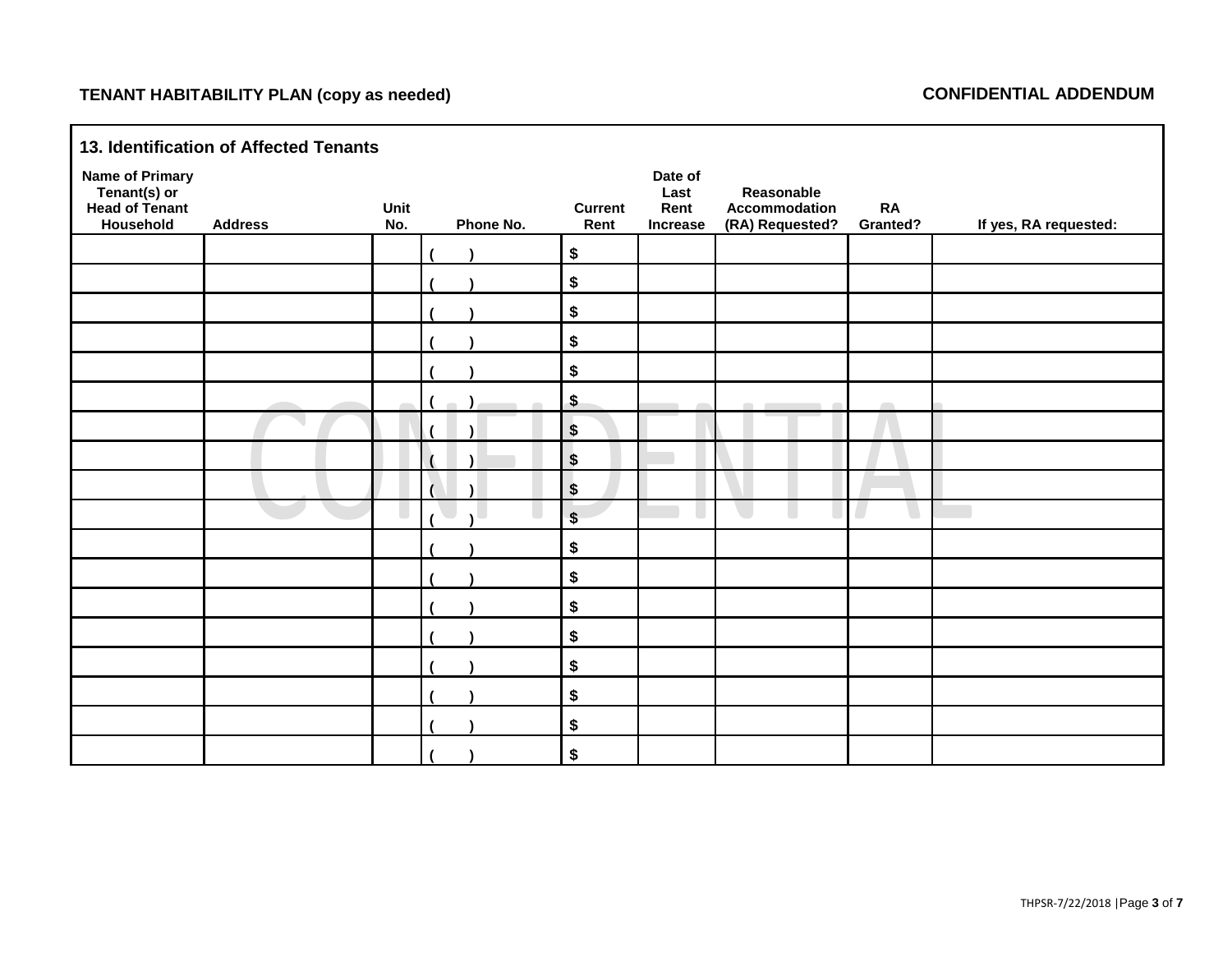**TENANT HABITABILITY PLAN (copy as needed)**

**CONFIDENTIAL ADDENDUM**

### 13. Identification of Affected Tenants

| Name of Primary Tenant(s) or Head of Tenant Household | Address | Unit No. | Phone No. | Current Rent | Date of Last Rent Increase | Reasonable Accommodation (RA) Requested? | RA Granted? | If yes, RA requested: |
|---|---|---|---|---|---|---|---|---|
| | | | (   ) | $ | | | | |
| | | | (   ) | $ | | | | |
| | | | (   ) | $ | | | | |
| | | | (   ) | $ | | | | |
| | | | (   ) | $ | | | | |
| | | | (   ) | $ | | | | |
| | | | (   ) | $ | | | | |
| | | | (   ) | $ | | | | |
| | | | (   ) | $ | | | | |
| | | | (   ) | $ | | | | |
| | | | (   ) | $ | | | | |
| | | | (   ) | $ | | | | |
| | | | (   ) | $ | | | | |
| | | | (   ) | $ | | | | |
| | | | (   ) | $ | | | | |
| | | | (   ) | $ | | | | |
| | | | (   ) | $ | | | | |
| | | | (   ) | $ | | | | |

CONFIDENTIAL

THPSR-7/22/2018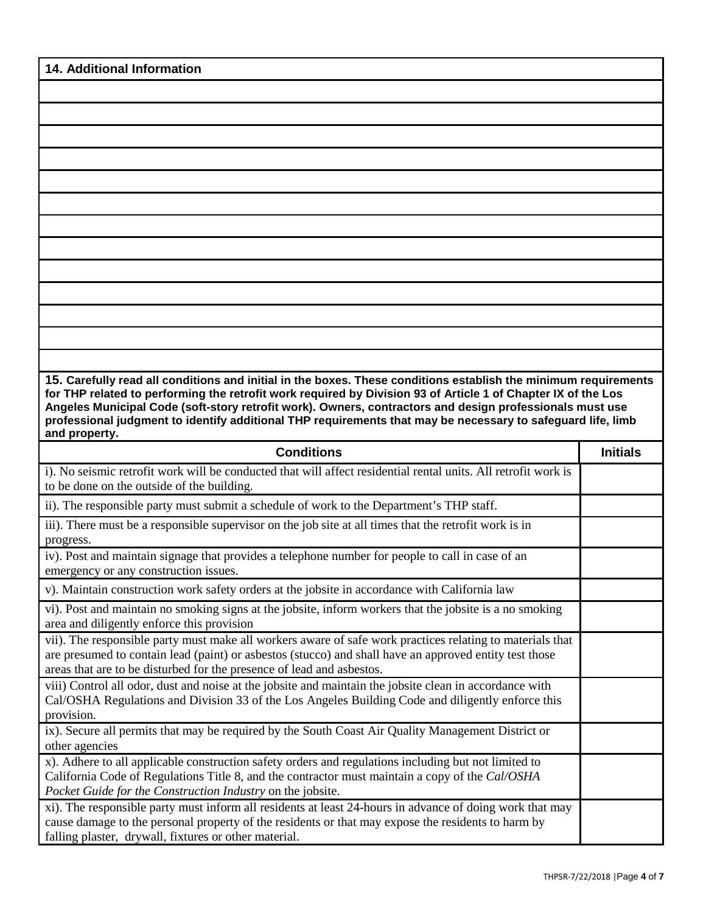## 14. Additional Information

**15. Carefully read all conditions and initial in the boxes. These conditions establish the minimum requirements for THP related to performing the retrofit work required by Division 93 of Article 1 of Chapter IX of the Los Angeles Municipal Code (soft-story retrofit work). Owners, contractors and design professionals must use professional judgment to identify additional THP requirements that may be necessary to safeguard life, limb and property.**

| Conditions | Initials |
|---|---|
| i). No seismic retrofit work will be conducted that will affect residential rental units. All retrofit work is to be done on the outside of the building. | |
| ii). The responsible party must submit a schedule of work to the Department's THP staff. | |
| iii). There must be a responsible supervisor on the job site at all times that the retrofit work is in progress. | |
| iv). Post and maintain signage that provides a telephone number for people to call in case of an emergency or any construction issues. | |
| v). Maintain construction work safety orders at the jobsite in accordance with California law | |
| vi). Post and maintain no smoking signs at the jobsite, inform workers that the jobsite is a no smoking area and diligently enforce this provision | |
| vii). The responsible party must make all workers aware of safe work practices relating to materials that are presumed to contain lead (paint) or asbestos (stucco) and shall have an approved entity test those areas that are to be disturbed for the presence of lead and asbestos. | |
| viii) Control all odor, dust and noise at the jobsite and maintain the jobsite clean in accordance with Cal/OSHA Regulations and Division 33 of the Los Angeles Building Code and diligently enforce this provision. | |
| ix). Secure all permits that may be required by the South Coast Air Quality Management District or other agencies | |
| x). Adhere to all applicable construction safety orders and regulations including but not limited to California Code of Regulations Title 8, and the contractor must maintain a copy of the *Cal/OSHA Pocket Guide for the Construction Industry* on the jobsite. | |
| xi). The responsible party must inform all residents at least 24-hours in advance of doing work that may cause damage to the personal property of the residents or that may expose the residents to harm by falling plaster, drywall, fixtures or other material. | |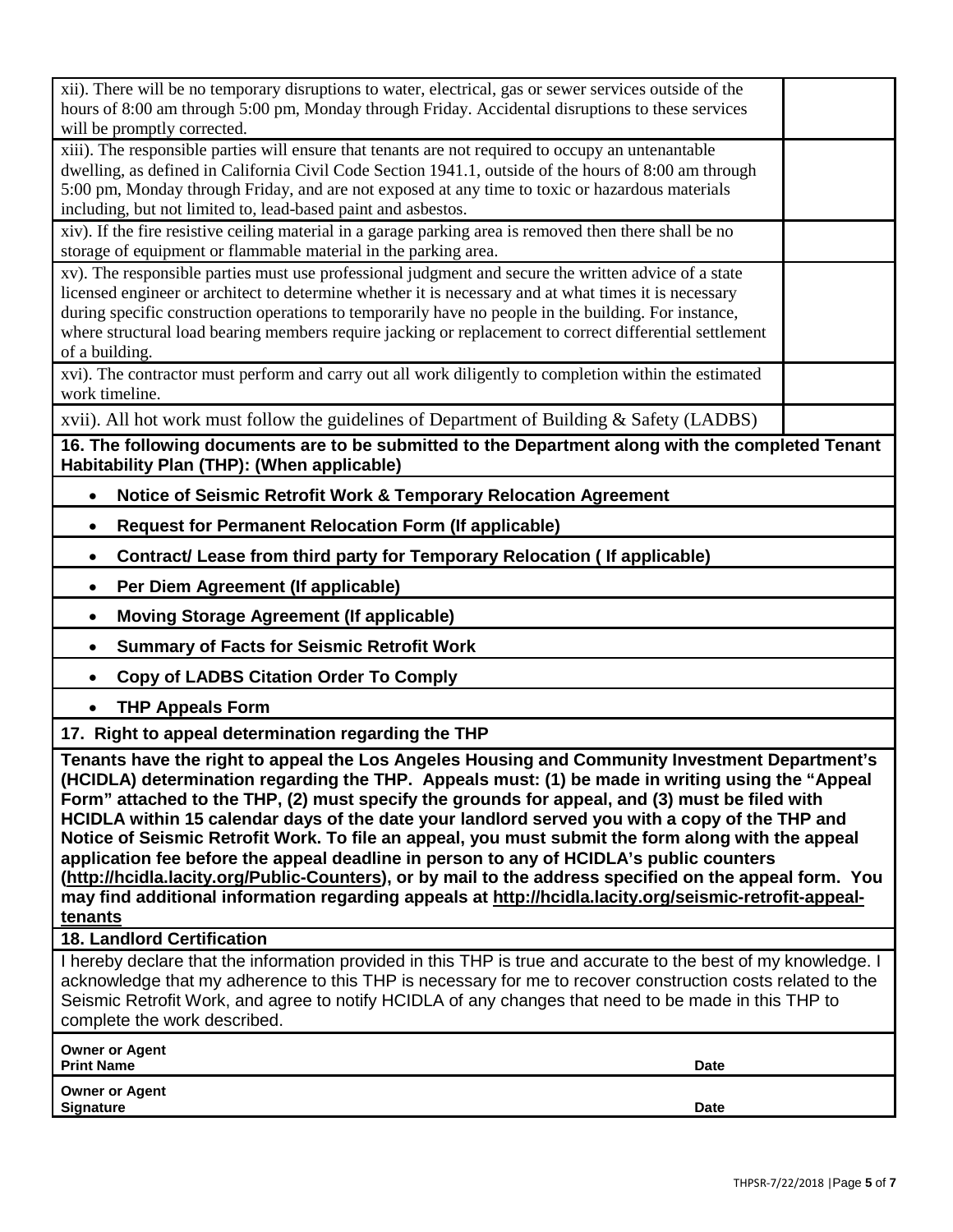| | |
|---|---|
| xii). There will be no temporary disruptions to water, electrical, gas or sewer services outside of the hours of 8:00 am through 5:00 pm, Monday through Friday. Accidental disruptions to these services will be promptly corrected. | |
| xiii). The responsible parties will ensure that tenants are not required to occupy an untenantable dwelling, as defined in California Civil Code Section 1941.1, outside of the hours of 8:00 am through 5:00 pm, Monday through Friday, and are not exposed at any time to toxic or hazardous materials including, but not limited to, lead-based paint and asbestos. | |
| xiv). If the fire resistive ceiling material in a garage parking area is removed then there shall be no storage of equipment or flammable material in the parking area. | |
| xv). The responsible parties must use professional judgment and secure the written advice of a state licensed engineer or architect to determine whether it is necessary and at what times it is necessary during specific construction operations to temporarily have no people in the building. For instance, where structural load bearing members require jacking or replacement to correct differential settlement of a building. | |
| xvi). The contractor must perform and carry out all work diligently to completion within the estimated work timeline. | |
| xvii). All hot work must follow the guidelines of Department of Building & Safety (LADBS) | |

**16. The following documents are to be submitted to the Department along with the completed Tenant Habitability Plan (THP): (When applicable)**

- **Notice of Seismic Retrofit Work & Temporary Relocation Agreement**
- **Request for Permanent Relocation Form (If applicable)**
- **Contract/ Lease from third party for Temporary Relocation ( If applicable)**
- **Per Diem Agreement (If applicable)**
- **Moving Storage Agreement (If applicable)**
- **Summary of Facts for Seismic Retrofit Work**
- **Copy of LADBS Citation Order To Comply**
- **THP Appeals Form**

**17. Right to appeal determination regarding the THP**

**Tenants have the right to appeal the Los Angeles Housing and Community Investment Department's (HCIDLA) determination regarding the THP. Appeals must: (1) be made in writing using the "Appeal Form" attached to the THP, (2) must specify the grounds for appeal, and (3) must be filed with HCIDLA within 15 calendar days of the date your landlord served you with a copy of the THP and Notice of Seismic Retrofit Work. To file an appeal, you must submit the form along with the appeal application fee before the appeal deadline in person to any of HCIDLA's public counters (http://hcidla.lacity.org/Public-Counters), or by mail to the address specified on the appeal form. You may find additional information regarding appeals at http://hcidla.lacity.org/seismic-retrofit-appeal-tenants**

**18. Landlord Certification**

I hereby declare that the information provided in this THP is true and accurate to the best of my knowledge. I acknowledge that my adherence to this THP is necessary for me to recover construction costs related to the Seismic Retrofit Work, and agree to notify HCIDLA of any changes that need to be made in this THP to complete the work described.

| | |
|---|---|
| **Owner or Agent Print Name** | **Date** |
| **Owner or Agent Signature** | **Date** |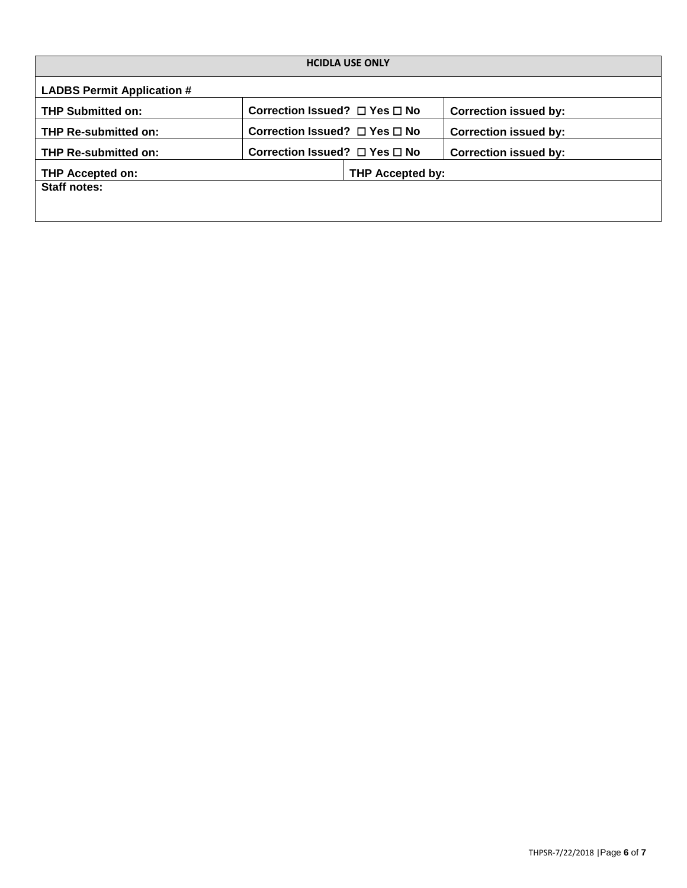| HCIDLA USE ONLY | | |
|---|---|---|
| **LADBS Permit Application #** | | |
| **THP Submitted on:** | **Correction Issued? ☐ Yes ☐ No** | **Correction issued by:** |
| **THP Re-submitted on:** | **Correction Issued? ☐ Yes ☐ No** | **Correction issued by:** |
| **THP Re-submitted on:** | **Correction Issued? ☐ Yes ☐ No** | **Correction issued by:** |
| **THP Accepted on:** | **THP Accepted by:** | |
| **Staff notes:** | | |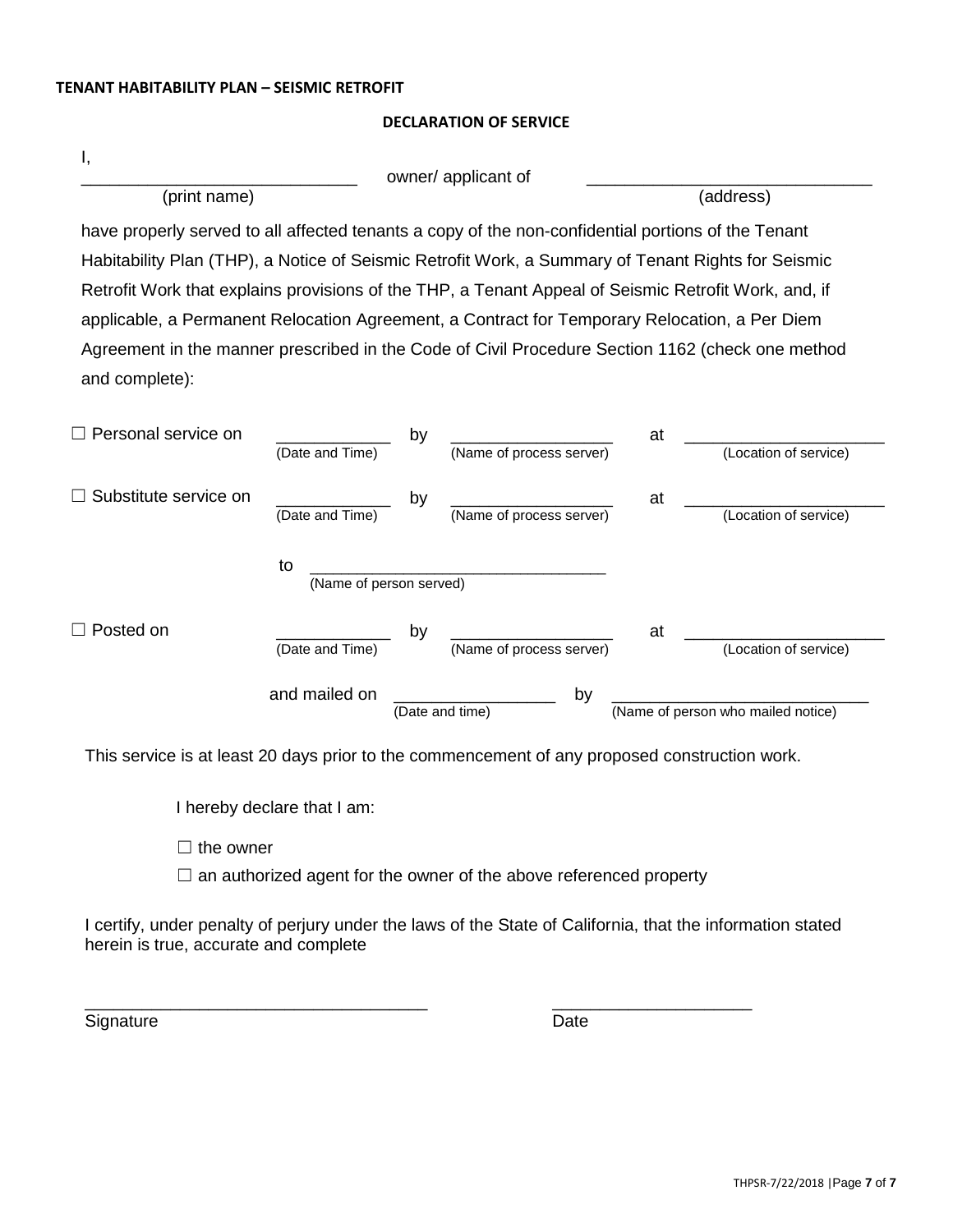**TENANT HABITABILITY PLAN – SEISMIC RETROFIT**

**DECLARATION OF SERVICE**

I, ______________________________ owner/ applicant of ______________________________
(print name) (address)

have properly served to all affected tenants a copy of the non-confidential portions of the Tenant Habitability Plan (THP), a Notice of Seismic Retrofit Work, a Summary of Tenant Rights for Seismic Retrofit Work that explains provisions of the THP, a Tenant Appeal of Seismic Retrofit Work, and, if applicable, a Permanent Relocation Agreement, a Contract for Temporary Relocation, a Per Diem Agreement in the manner prescribed in the Code of Civil Procedure Section 1162 (check one method and complete):

☐ Personal service on ____________ (Date and Time) by _________________ (Name of process server) at ____________________ (Location of service)

☐ Substitute service on ____________ (Date and Time) by _________________ (Name of process server) at ____________________ (Location of service)

to ________________________________ (Name of person served)

☐ Posted on ____________ (Date and Time) by _________________ (Name of process server) at ____________________ (Location of service)

and mailed on _________________ (Date and time) by ____________________________ (Name of person who mailed notice)

This service is at least 20 days prior to the commencement of any proposed construction work.

I hereby declare that I am:

☐ the owner

☐ an authorized agent for the owner of the above referenced property

I certify, under penalty of perjury under the laws of the State of California, that the information stated herein is true, accurate and complete

____________________________________ Signature

_____________________ Date